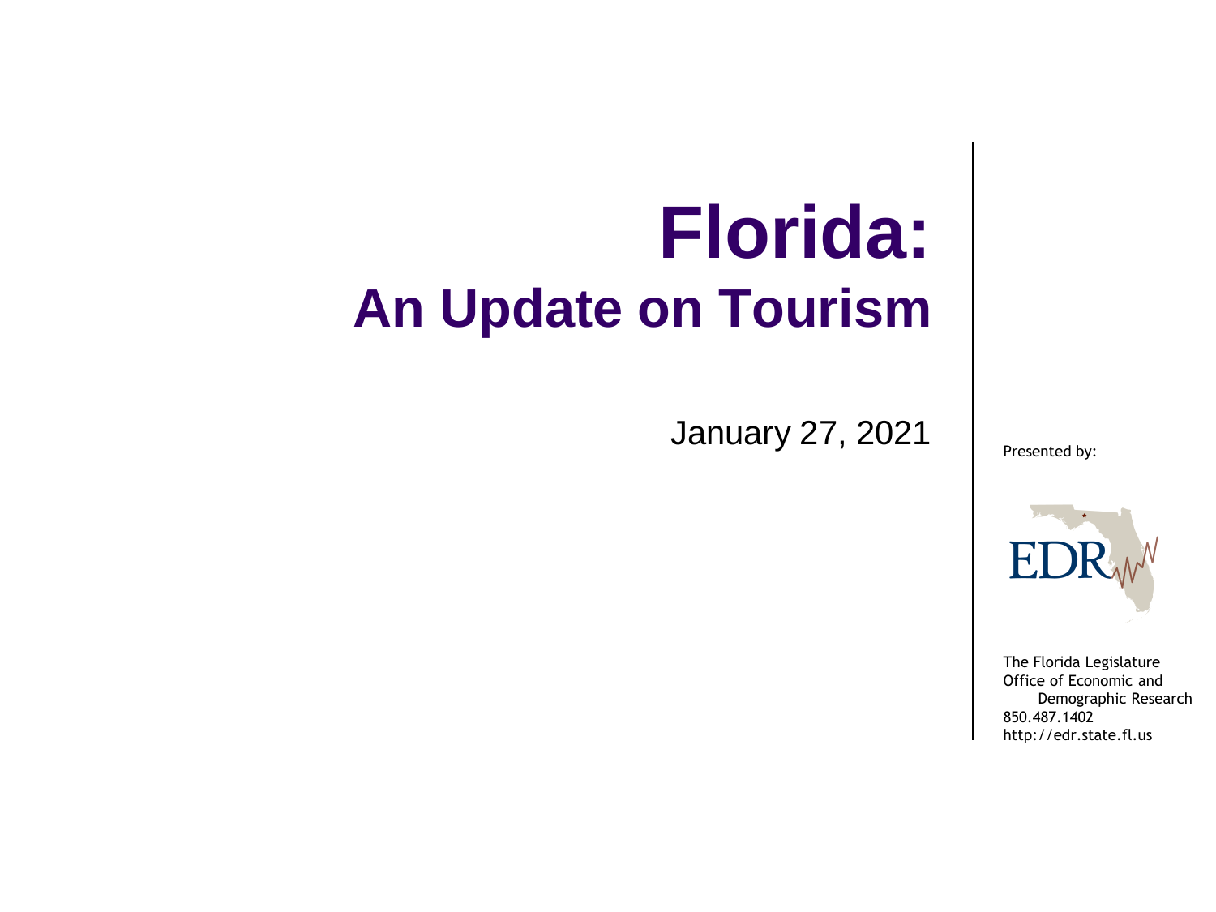# Florida:

## An Update on Tourism

January 27, 2021

Presented by:

EDR

The Florida Legislature
Office of Economic and
Demographic Research
850.487.1402
http://edr.state.fl.us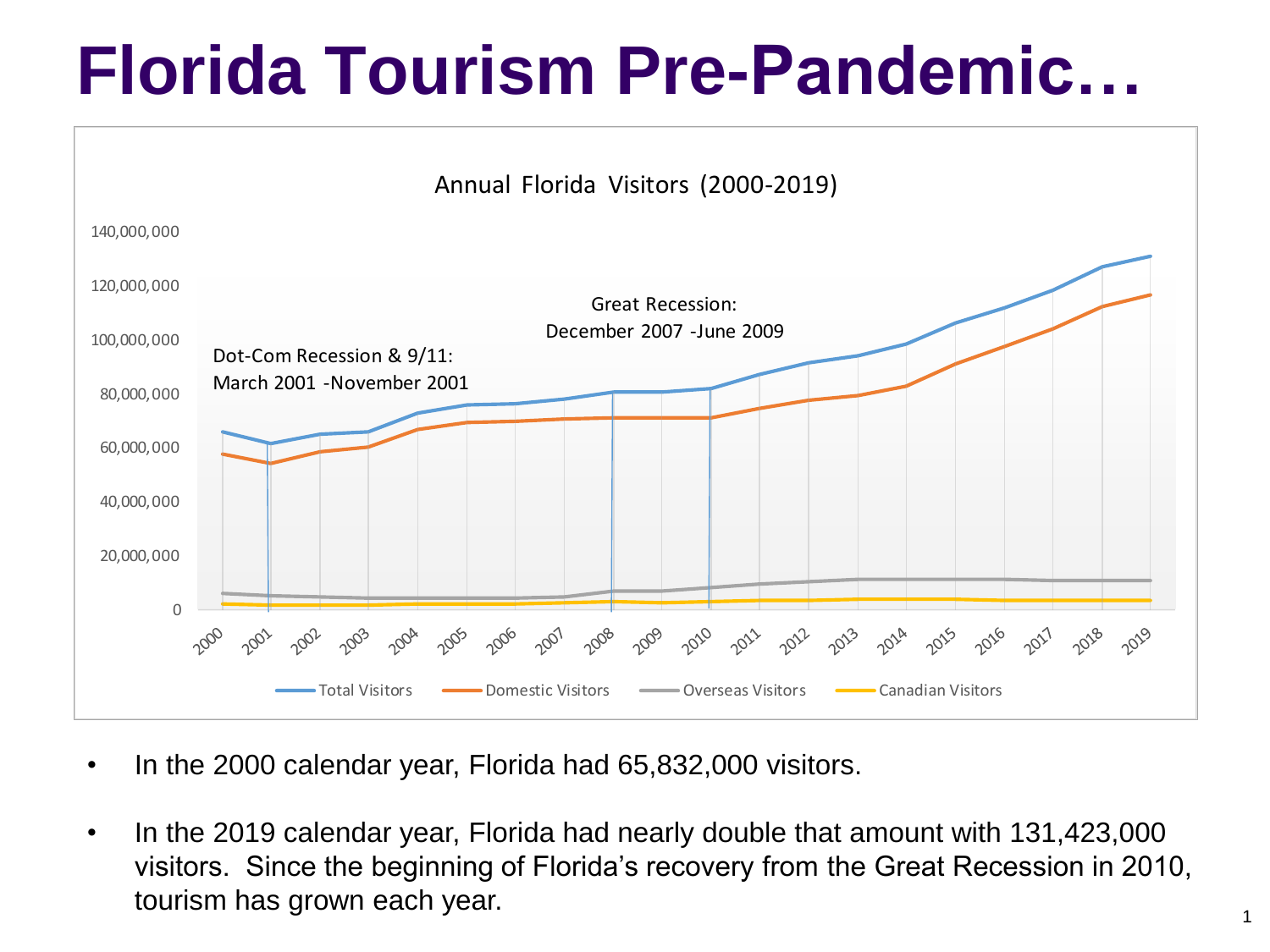# Florida Tourism Pre-Pandemic…

- In the 2000 calendar year, Florida had 65,832,000 visitors.
- In the 2019 calendar year, Florida had nearly double that amount with 131,423,000 visitors. Since the beginning of Florida's recovery from the Great Recession in 2010, tourism has grown each year.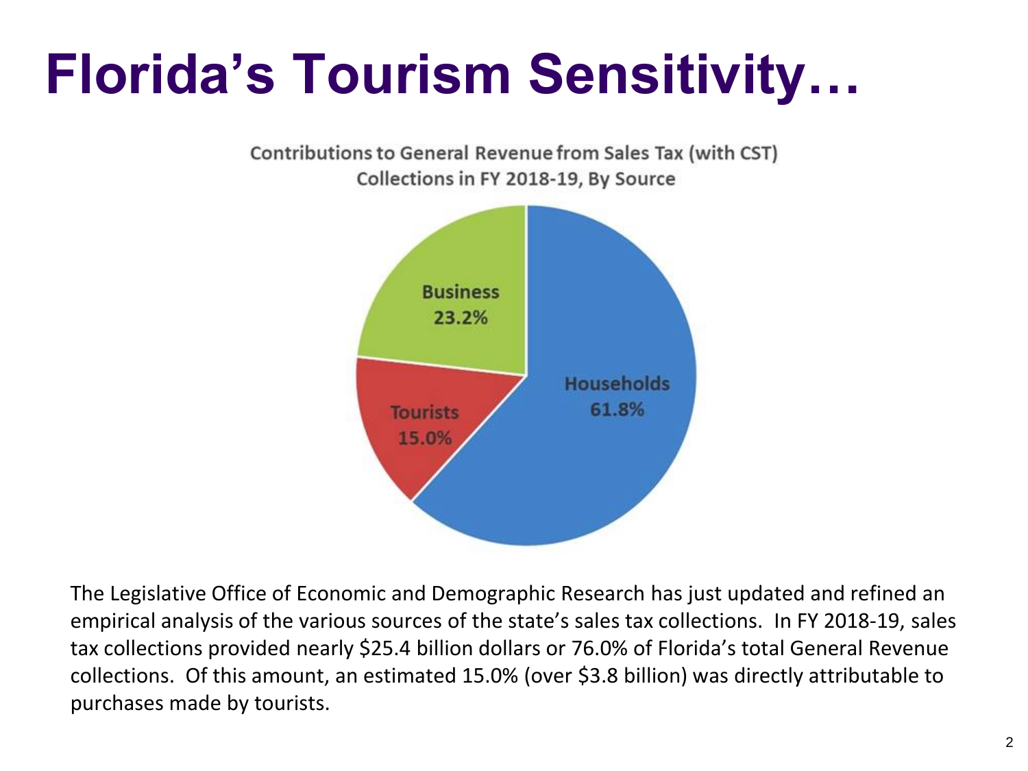# Florida's Tourism Sensitivity…

Contributions to General Revenue from Sales Tax (with CST) Collections in FY 2018-19, By Source

| Source | Share |
|---|---|
| Households | 61.8% |
| Business | 23.2% |
| Tourists | 15.0% |

The Legislative Office of Economic and Demographic Research has just updated and refined an empirical analysis of the various sources of the state's sales tax collections. In FY 2018-19, sales tax collections provided nearly $25.4 billion dollars or 76.0% of Florida's total General Revenue collections. Of this amount, an estimated 15.0% (over $3.8 billion) was directly attributable to purchases made by tourists.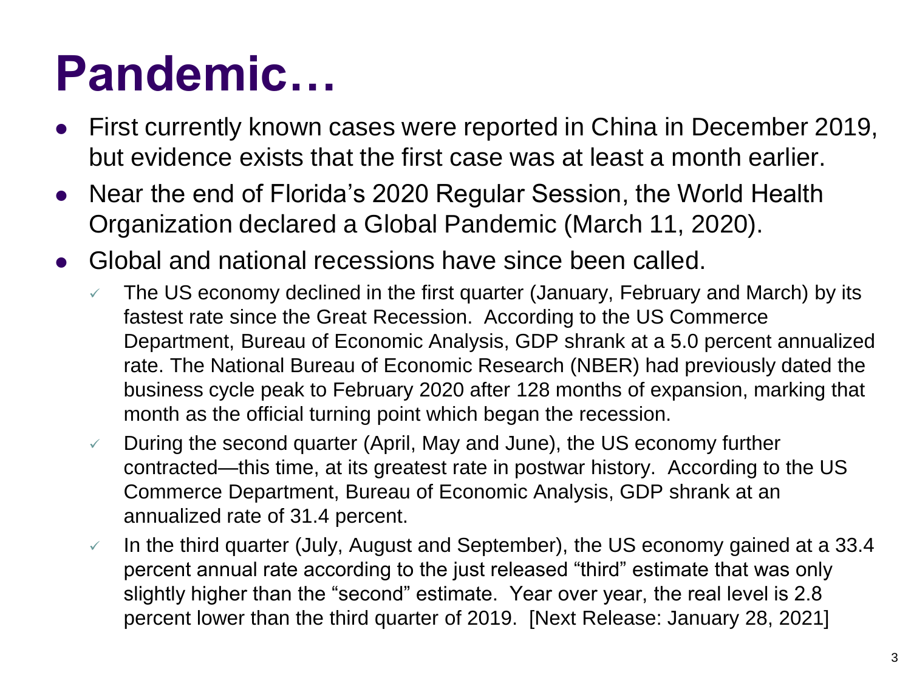# Pandemic…

- First currently known cases were reported in China in December 2019, but evidence exists that the first case was at least a month earlier.
- Near the end of Florida's 2020 Regular Session, the World Health Organization declared a Global Pandemic (March 11, 2020).
- Global and national recessions have since been called.
  - ✓ The US economy declined in the first quarter (January, February and March) by its fastest rate since the Great Recession. According to the US Commerce Department, Bureau of Economic Analysis, GDP shrank at a 5.0 percent annualized rate. The National Bureau of Economic Research (NBER) had previously dated the business cycle peak to February 2020 after 128 months of expansion, marking that month as the official turning point which began the recession.
  - ✓ During the second quarter (April, May and June), the US economy further contracted—this time, at its greatest rate in postwar history. According to the US Commerce Department, Bureau of Economic Analysis, GDP shrank at an annualized rate of 31.4 percent.
  - ✓ In the third quarter (July, August and September), the US economy gained at a 33.4 percent annual rate according to the just released "third" estimate that was only slightly higher than the "second" estimate. Year over year, the real level is 2.8 percent lower than the third quarter of 2019. [Next Release: January 28, 2021]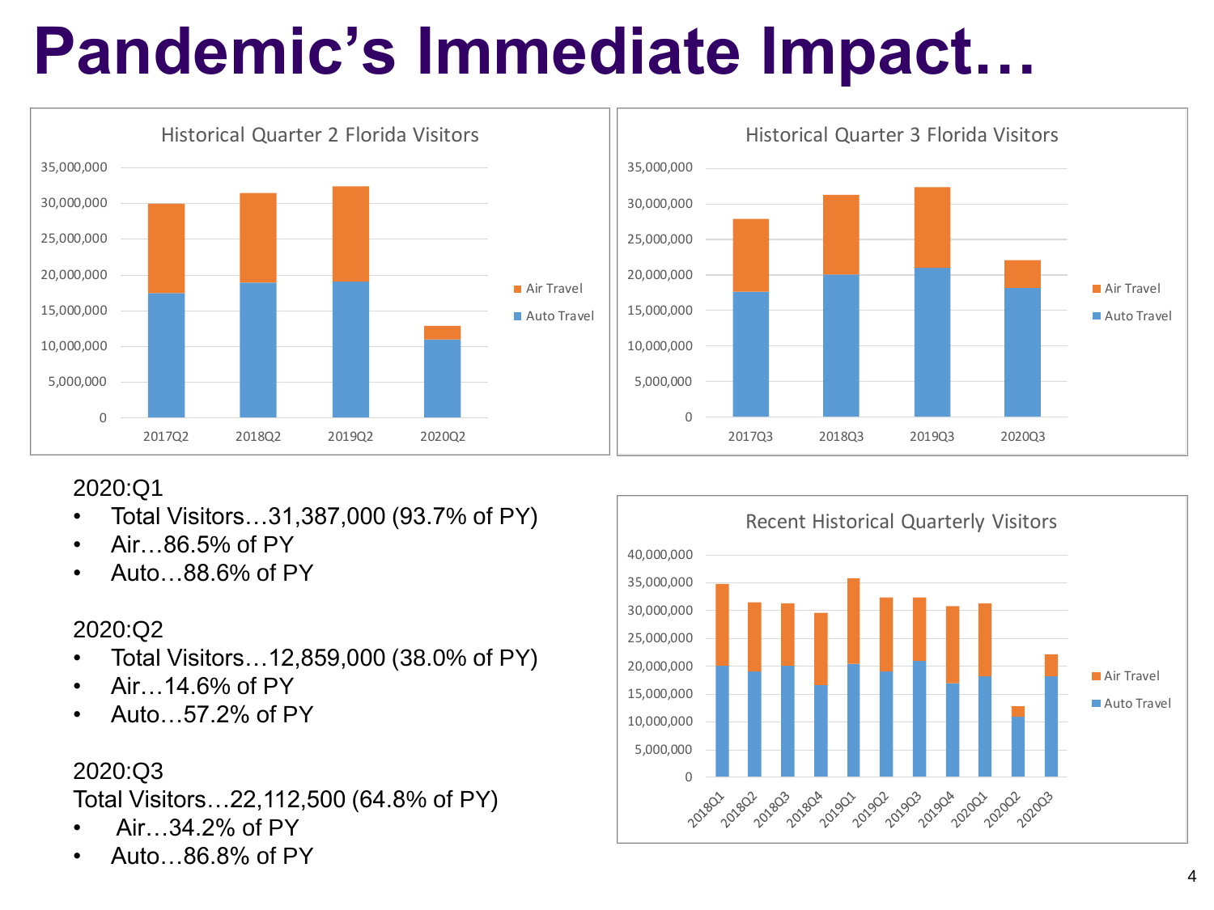# Pandemic's Immediate Impact…

Historical Quarter 2 Florida Visitors

Historical Quarter 3 Florida Visitors

2020:Q1

- Total Visitors…31,387,000 (93.7% of PY)
- Air…86.5% of PY
- Auto…88.6% of PY

2020:Q2

- Total Visitors…12,859,000 (38.0% of PY)
- Air…14.6% of PY
- Auto…57.2% of PY

2020:Q3

Total Visitors…22,112,500 (64.8% of PY)

- Air…34.2% of PY
- Auto…86.8% of PY

Recent Historical Quarterly Visitors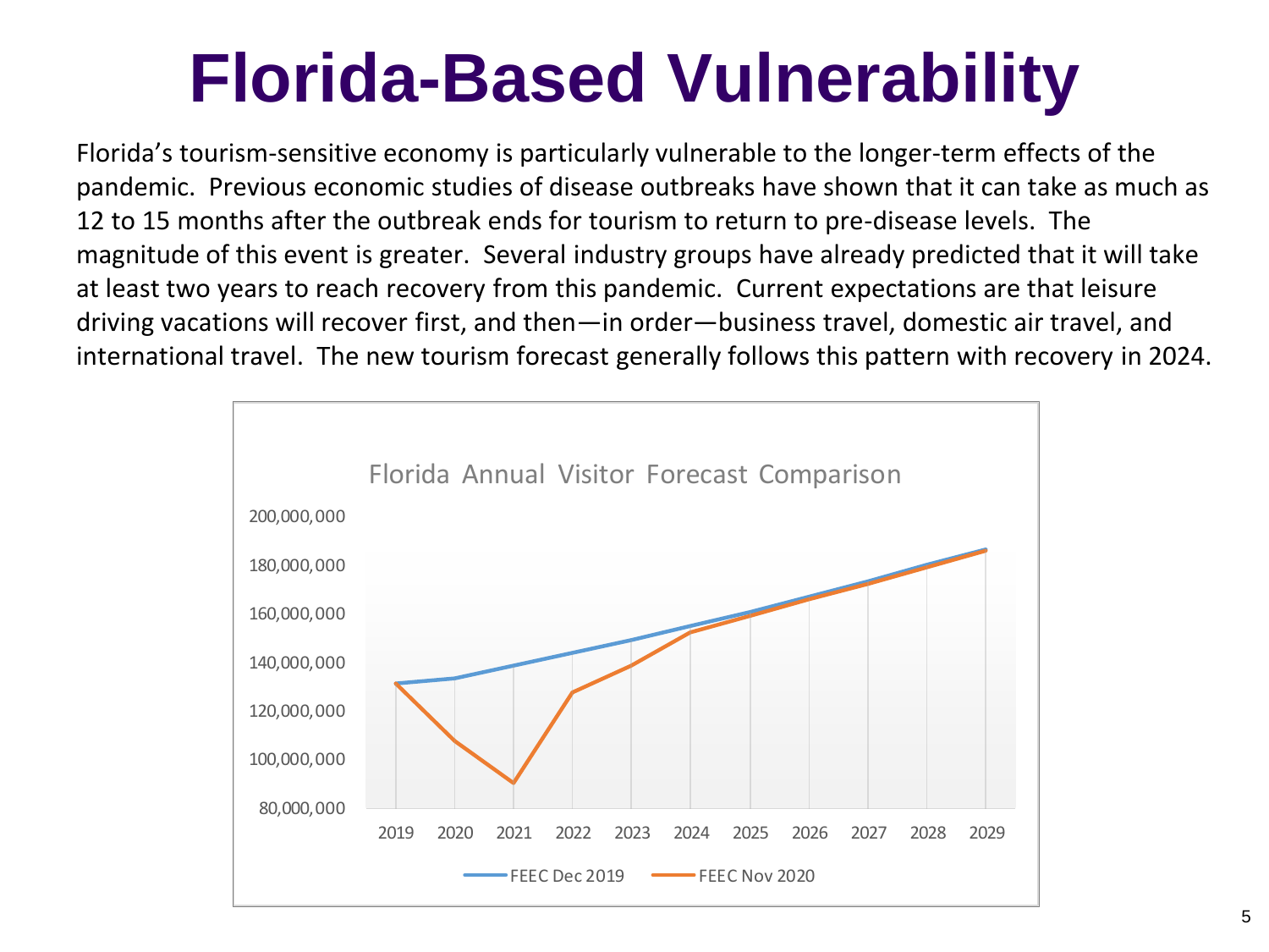# Florida-Based Vulnerability

Florida's tourism-sensitive economy is particularly vulnerable to the longer-term effects of the pandemic. Previous economic studies of disease outbreaks have shown that it can take as much as 12 to 15 months after the outbreak ends for tourism to return to pre-disease levels. The magnitude of this event is greater. Several industry groups have already predicted that it will take at least two years to reach recovery from this pandemic. Current expectations are that leisure driving vacations will recover first, and then—in order—business travel, domestic air travel, and international travel. The new tourism forecast generally follows this pattern with recovery in 2024.

Florida Annual Visitor Forecast Comparison

Legend: FEEC Dec 2019, FEEC Nov 2020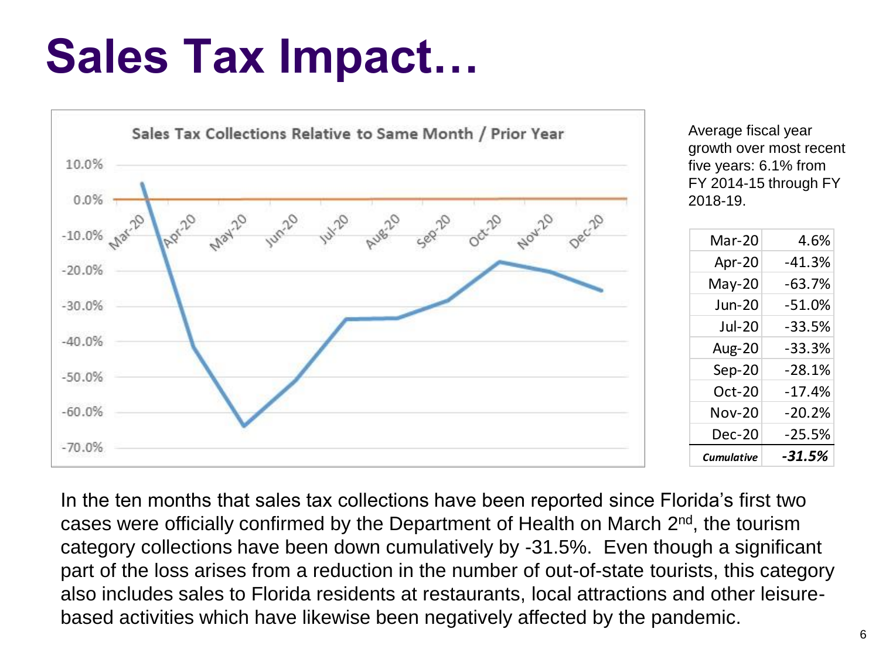# Sales Tax Impact…

Average fiscal year growth over most recent five years: 6.1% from FY 2014-15 through FY 2018-19.

| Month | Change |
|---|---|
| Mar-20 | 4.6% |
| Apr-20 | -41.3% |
| May-20 | -63.7% |
| Jun-20 | -51.0% |
| Jul-20 | -33.5% |
| Aug-20 | -33.3% |
| Sep-20 | -28.1% |
| Oct-20 | -17.4% |
| Nov-20 | -20.2% |
| Dec-20 | -25.5% |
| ***Cumulative*** | ***-31.5%*** |

In the ten months that sales tax collections have been reported since Florida's first two cases were officially confirmed by the Department of Health on March 2nd, the tourism category collections have been down cumulatively by -31.5%. Even though a significant part of the loss arises from a reduction in the number of out-of-state tourists, this category also includes sales to Florida residents at restaurants, local attractions and other leisure-based activities which have likewise been negatively affected by the pandemic.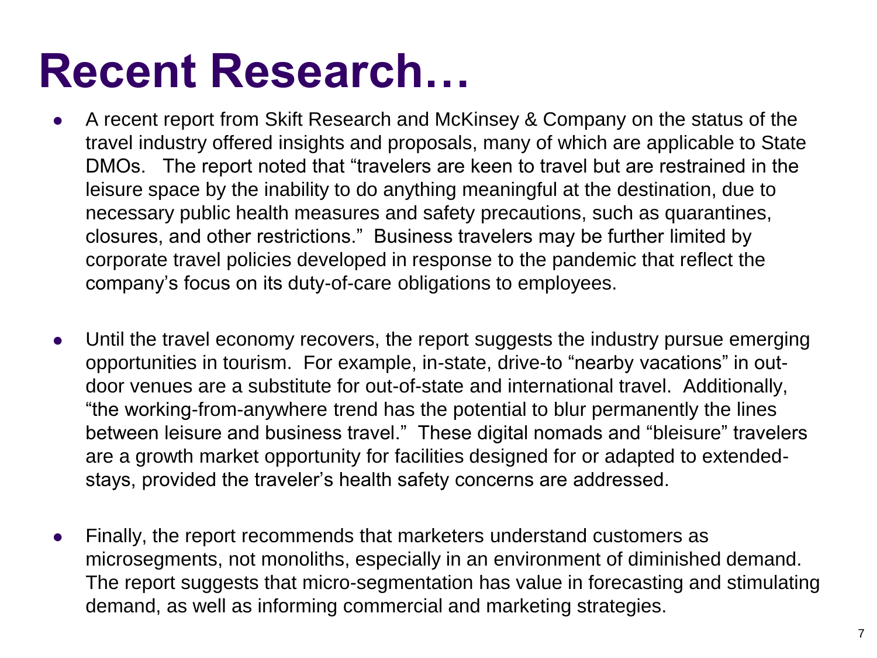# Recent Research…

- A recent report from Skift Research and McKinsey & Company on the status of the travel industry offered insights and proposals, many of which are applicable to State DMOs. The report noted that "travelers are keen to travel but are restrained in the leisure space by the inability to do anything meaningful at the destination, due to necessary public health measures and safety precautions, such as quarantines, closures, and other restrictions." Business travelers may be further limited by corporate travel policies developed in response to the pandemic that reflect the company's focus on its duty-of-care obligations to employees.

- Until the travel economy recovers, the report suggests the industry pursue emerging opportunities in tourism. For example, in-state, drive-to "nearby vacations" in out-door venues are a substitute for out-of-state and international travel. Additionally, "the working-from-anywhere trend has the potential to blur permanently the lines between leisure and business travel." These digital nomads and "bleisure" travelers are a growth market opportunity for facilities designed for or adapted to extended-stays, provided the traveler's health safety concerns are addressed.

- Finally, the report recommends that marketers understand customers as microsegments, not monoliths, especially in an environment of diminished demand. The report suggests that micro-segmentation has value in forecasting and stimulating demand, as well as informing commercial and marketing strategies.